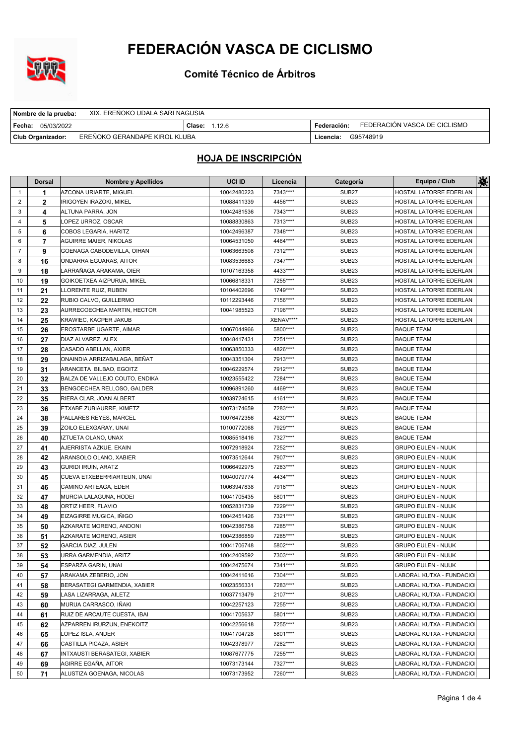# FEDERACIÓN VASCA DE CICLISMO

## Comité Técnico de Árbitros

| | | | |
|---|---|---|---|
| **Nombre de la prueba:** XIX. EREÑOKO UDALA SARI NAGUSIA | | | |
| **Fecha:** 05/03/2022 | **Clase:** 1.12.6 | **Federación:** FEDERACIÓN VASCA DE CICLISMO | |
| **Club Organizador:** EREÑOKO GERANDAPE KIROL KLUBA | | **Licencia:** G95748919 | |

## HOJA DE INSCRIPCIÓN

| | Dorsal | Nombre y Apellidos | UCI ID | Licencia | Categoría | Equipo / Club | |
|---|---|---|---|---|---|---|---|
| 1 | **1** | AZCONA URIARTE, MIGUEL | 10042480223 | 7343**** | SUB27 | HOSTAL LATORRE EDERLAN | |
| 2 | **2** | IRIGOYEN IRAZOKI, MIKEL | 10088411339 | 4456**** | SUB23 | HOSTAL LATORRE EDERLAN | |
| 3 | **4** | ALTUNA PARRA, JON | 10042481536 | 7343**** | SUB23 | HOSTAL LATORRE EDERLAN | |
| 4 | **5** | LOPEZ URROZ, OSCAR | 10088830863 | 7313**** | SUB23 | HOSTAL LATORRE EDERLAN | |
| 5 | **6** | COBOS LEGARIA, HARITZ | 10042496387 | 7348**** | SUB23 | HOSTAL LATORRE EDERLAN | |
| 6 | **7** | AGUIRRE MAIER, NIKOLAS | 10064531050 | 4464**** | SUB23 | HOSTAL LATORRE EDERLAN | |
| 7 | **9** | GOENAGA CABODEVILLA, OIHAN | 10063663508 | 7312**** | SUB23 | HOSTAL LATORRE EDERLAN | |
| 8 | **16** | ONDARRA EGUARAS, AITOR | 10083536683 | 7347**** | SUB23 | HOSTAL LATORRE EDERLAN | |
| 9 | **18** | LARRAÑAGA ARAKAMA, OIER | 10107163358 | 4433**** | SUB23 | HOSTAL LATORRE EDERLAN | |
| 10 | **19** | GOIKOETXEA AIZPURUA, MIKEL | 10066818331 | 7255**** | SUB23 | HOSTAL LATORRE EDERLAN | |
| 11 | **21** | LLORENTE RUIZ, RUBEN | 10104402696 | 1749**** | SUB23 | HOSTAL LATORRE EDERLAN | |
| 12 | **22** | RUBIO CALVO, GUILLERMO | 10112293446 | 7156**** | SUB23 | HOSTAL LATORRE EDERLAN | |
| 13 | **23** | AURRECOECHEA MARTIN, HECTOR | 10041985523 | 7196**** | SUB23 | HOSTAL LATORRE EDERLAN | |
| 14 | **25** | KRAWIEC, KACPER JAKUB | | XENAV**** | SUB23 | HOSTAL LATORRE EDERLAN | |
| 15 | **26** | EROSTARBE UGARTE, AIMAR | 10067044966 | 5800**** | SUB23 | BAQUE TEAM | |
| 16 | **27** | DIAZ ALVAREZ, ALEX | 10048417431 | 7251**** | SUB23 | BAQUE TEAM | |
| 17 | **28** | CASADO ABELLAN, AXIER | 10063850333 | 4826**** | SUB23 | BAQUE TEAM | |
| 18 | **29** | ONAINDIA ARRIZABALAGA, BEÑAT | 10043351304 | 7913**** | SUB23 | BAQUE TEAM | |
| 19 | **31** | ARANCETA BILBAO, EGOITZ | 10046229574 | 7912**** | SUB23 | BAQUE TEAM | |
| 20 | **32** | BALZA DE VALLEJO COUTO, ENDIKA | 10023555422 | 7284**** | SUB23 | BAQUE TEAM | |
| 21 | **33** | BENGOECHEA RELLOSO, GALDER | 10096891260 | 4469**** | SUB23 | BAQUE TEAM | |
| 22 | **35** | RIERA CLAR, JOAN ALBERT | 10039724615 | 4161**** | SUB23 | BAQUE TEAM | |
| 23 | **36** | ETXABE ZUBIAURRE, KIMETZ | 10073174659 | 7283**** | SUB23 | BAQUE TEAM | |
| 24 | **38** | PALLARES REYES, MARCEL | 10076472356 | 4230**** | SUB23 | BAQUE TEAM | |
| 25 | **39** | ZOILO ELEXGARAY, UNAI | 10100772068 | 7929**** | SUB23 | BAQUE TEAM | |
| 26 | **40** | IZTUETA OLANO, UNAX | 10085518416 | 7327**** | SUB23 | BAQUE TEAM | |
| 27 | **41** | AJERRISTA AZKUE, EKAIN | 10072918924 | 7252**** | SUB23 | GRUPO EULEN - NUUK | |
| 28 | **42** | ARANSOLO OLANO, XABIER | 10073512644 | 7907**** | SUB23 | GRUPO EULEN - NUUK | |
| 29 | **43** | GURIDI IRUIN, ARATZ | 10066492975 | 7283**** | SUB23 | GRUPO EULEN - NUUK | |
| 30 | **45** | CUEVA ETXEBERRIARTEUN, UNAI | 10040079774 | 4434**** | SUB23 | GRUPO EULEN - NUUK | |
| 31 | **46** | CAMINO ARTEAGA, EDER | 10063947838 | 7918**** | SUB23 | GRUPO EULEN - NUUK | |
| 32 | **47** | MURCIA LALAGUNA, HODEI | 10041705435 | 5801**** | SUB23 | GRUPO EULEN - NUUK | |
| 33 | **48** | ORTIZ HEER, FLAVIO | 10052831739 | 7229**** | SUB23 | GRUPO EULEN - NUUK | |
| 34 | **49** | EIZAGIRRE MUGICA, IÑIGO | 10042451426 | 7321**** | SUB23 | GRUPO EULEN - NUUK | |
| 35 | **50** | AZKARATE MORENO, ANDONI | 10042386758 | 7285**** | SUB23 | GRUPO EULEN - NUUK | |
| 36 | **51** | AZKARATE MORENO, ASIER | 10042386859 | 7285**** | SUB23 | GRUPO EULEN - NUUK | |
| 37 | **52** | GARCIA DIAZ, JULEN | 10041706748 | 5802**** | SUB23 | GRUPO EULEN - NUUK | |
| 38 | **53** | URRA GARMENDIA, ARITZ | 10042409592 | 7303**** | SUB23 | GRUPO EULEN - NUUK | |
| 39 | **54** | ESPARZA GARIN, UNAI | 10042475674 | 7341**** | SUB23 | GRUPO EULEN - NUUK | |
| 40 | **57** | ARAKAMA ZEBERIO, JON | 10042411616 | 7304**** | SUB23 | LABORAL KUTXA - FUNDACIO | |
| 41 | **58** | BERASATEGI GARMENDIA, XABIER | 10023556331 | 7283**** | SUB23 | LABORAL KUTXA - FUNDACIO | |
| 42 | **59** | LASA LIZARRAGA, AILETZ | 10037713479 | 2107**** | SUB23 | LABORAL KUTXA - FUNDACIO | |
| 43 | **60** | MURUA CARRASCO, IÑAKI | 10042257123 | 7255**** | SUB23 | LABORAL KUTXA - FUNDACIO | |
| 44 | **61** | RUIZ DE ARCAUTE CUESTA, IBAI | 10041705637 | 5801**** | SUB23 | LABORAL KUTXA - FUNDACIO | |
| 45 | **62** | AZPARREN IRURZUN, ENEKOITZ | 10042256618 | 7255**** | SUB23 | LABORAL KUTXA - FUNDACIO | |
| 46 | **65** | LOPEZ ISLA, ANDER | 10041704728 | 5801**** | SUB23 | LABORAL KUTXA - FUNDACIO | |
| 47 | **66** | CASTILLA PICAZA, ASIER | 10042378977 | 7282**** | SUB23 | LABORAL KUTXA - FUNDACIO | |
| 48 | **67** | INTXAUSTI BERASATEGI, XABIER | 10087677775 | 7255**** | SUB23 | LABORAL KUTXA - FUNDACIO | |
| 49 | **69** | AGIRRE EGAÑA, AITOR | 10073173144 | 7327**** | SUB23 | LABORAL KUTXA - FUNDACIO | |
| 50 | **71** | ALUSTIZA GOENAGA, NICOLAS | 10073173952 | 7260**** | SUB23 | LABORAL KUTXA - FUNDACIO | |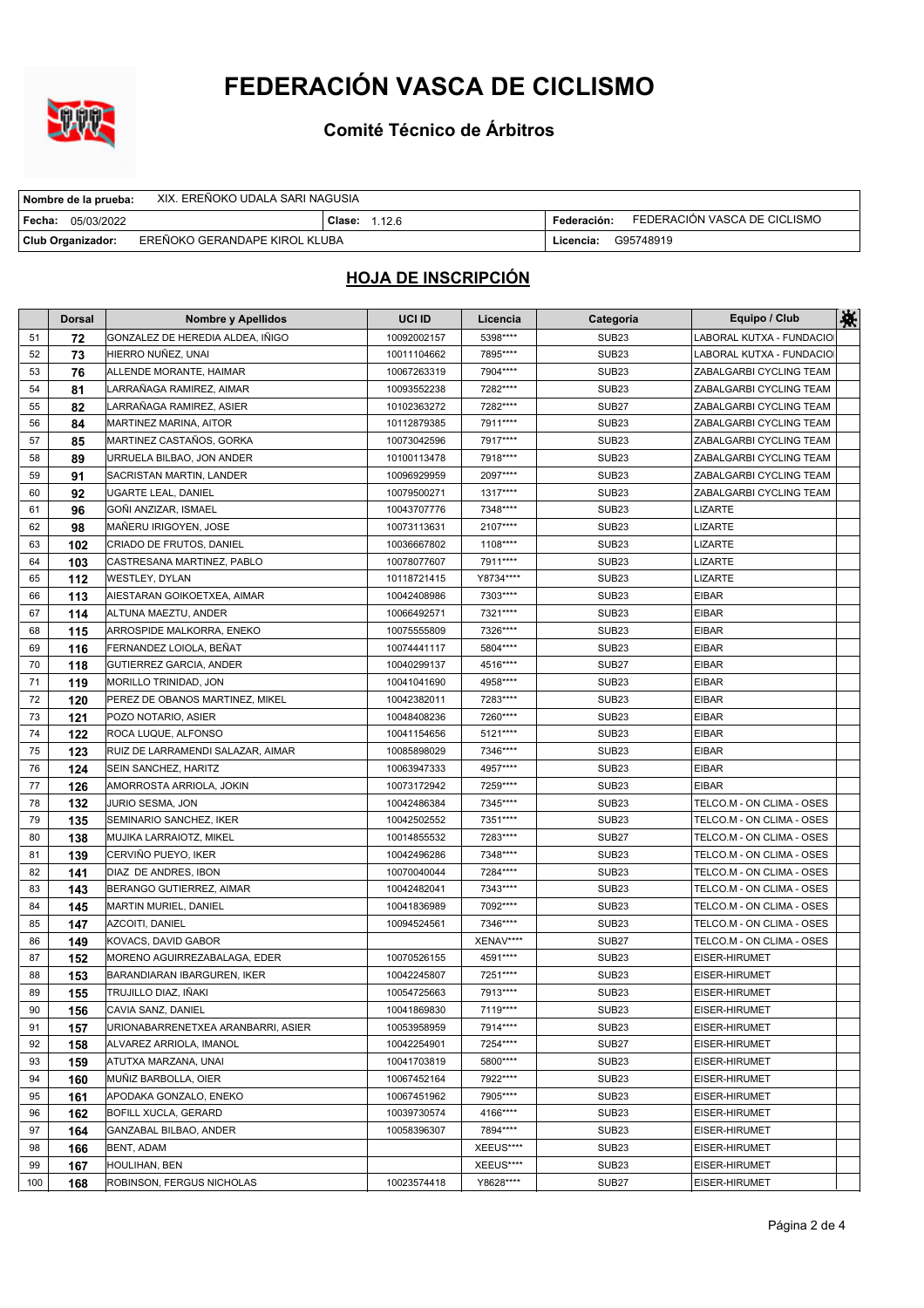# FEDERACIÓN VASCA DE CICLISMO

## Comité Técnico de Árbitros

| Nombre de la prueba: XIX. EREÑOKO UDALA SARI NAGUSIA | | |
|---|---|---|
| **Fecha:** 05/03/2022 | **Clase:** 1.12.6 | **Federación:** FEDERACIÓN VASCA DE CICLISMO |
| **Club Organizador:** EREÑOKO GERANDAPE KIROL KLUBA | | **Licencia:** G95748919 |

## HOJA DE INSCRIPCIÓN

| | Dorsal | Nombre y Apellidos | UCI ID | Licencia | Categoría | Equipo / Club | |
|---|---|---|---|---|---|---|---|
| 51 | **72** | GONZALEZ DE HEREDIA ALDEA, IÑIGO | 10092002157 | 5398**** | SUB23 | LABORAL KUTXA - FUNDACIO | |
| 52 | **73** | HIERRO NUÑEZ, UNAI | 10011104662 | 7895**** | SUB23 | LABORAL KUTXA - FUNDACIO | |
| 53 | **76** | ALLENDE MORANTE, HAIMAR | 10067263319 | 7904**** | SUB23 | ZABALGARBI CYCLING TEAM | |
| 54 | **81** | LARRAÑAGA RAMIREZ, AIMAR | 10093552238 | 7282**** | SUB23 | ZABALGARBI CYCLING TEAM | |
| 55 | **82** | LARRAÑAGA RAMIREZ, ASIER | 10102363272 | 7282**** | SUB27 | ZABALGARBI CYCLING TEAM | |
| 56 | **84** | MARTINEZ MARINA, AITOR | 10112879385 | 7911**** | SUB23 | ZABALGARBI CYCLING TEAM | |
| 57 | **85** | MARTINEZ CASTAÑOS, GORKA | 10073042596 | 7917**** | SUB23 | ZABALGARBI CYCLING TEAM | |
| 58 | **89** | URRUELA BILBAO, JON ANDER | 10100113478 | 7918**** | SUB23 | ZABALGARBI CYCLING TEAM | |
| 59 | **91** | SACRISTAN MARTIN, LANDER | 10096929959 | 2097**** | SUB23 | ZABALGARBI CYCLING TEAM | |
| 60 | **92** | UGARTE LEAL, DANIEL | 10079500271 | 1317**** | SUB23 | ZABALGARBI CYCLING TEAM | |
| 61 | **96** | GOÑI ANZIZAR, ISMAEL | 10043707776 | 7348**** | SUB23 | LIZARTE | |
| 62 | **98** | MAÑERU IRIGOYEN, JOSE | 10073113631 | 2107**** | SUB23 | LIZARTE | |
| 63 | **102** | CRIADO DE FRUTOS, DANIEL | 10036667802 | 1108**** | SUB23 | LIZARTE | |
| 64 | **103** | CASTRESANA MARTINEZ, PABLO | 10078077607 | 7911**** | SUB23 | LIZARTE | |
| 65 | **112** | WESTLEY, DYLAN | 10118721415 | Y8734**** | SUB23 | LIZARTE | |
| 66 | **113** | AIESTARAN GOIKOETXEA, AIMAR | 10042408986 | 7303**** | SUB23 | EIBAR | |
| 67 | **114** | ALTUNA MAEZTU, ANDER | 10066492571 | 7321**** | SUB23 | EIBAR | |
| 68 | **115** | ARROSPIDE MALKORRA, ENEKO | 10075555809 | 7326**** | SUB23 | EIBAR | |
| 69 | **116** | FERNANDEZ LOIOLA, BEÑAT | 10074441117 | 5804**** | SUB23 | EIBAR | |
| 70 | **118** | GUTIERREZ GARCIA, ANDER | 10040299137 | 4516**** | SUB27 | EIBAR | |
| 71 | **119** | MORILLO TRINIDAD, JON | 10041041690 | 4958**** | SUB23 | EIBAR | |
| 72 | **120** | PEREZ DE OBANOS MARTINEZ, MIKEL | 10042382011 | 7283**** | SUB23 | EIBAR | |
| 73 | **121** | POZO NOTARIO, ASIER | 10048408236 | 7260**** | SUB23 | EIBAR | |
| 74 | **122** | ROCA LUQUE, ALFONSO | 10041154656 | 5121**** | SUB23 | EIBAR | |
| 75 | **123** | RUIZ DE LARRAMENDI SALAZAR, AIMAR | 10085898029 | 7346**** | SUB23 | EIBAR | |
| 76 | **124** | SEIN SANCHEZ, HARITZ | 10063947333 | 4957**** | SUB23 | EIBAR | |
| 77 | **126** | AMORROSTA ARRIOLA, JOKIN | 10073172942 | 7259**** | SUB23 | EIBAR | |
| 78 | **132** | JURIO SESMA, JON | 10042486384 | 7345**** | SUB23 | TELCO.M - ON CLIMA - OSES | |
| 79 | **135** | SEMINARIO SANCHEZ, IKER | 10042502552 | 7351**** | SUB23 | TELCO.M - ON CLIMA - OSES | |
| 80 | **138** | MUJIKA LARRAIOTZ, MIKEL | 10014855532 | 7283**** | SUB27 | TELCO.M - ON CLIMA - OSES | |
| 81 | **139** | CERVIÑO PUEYO, IKER | 10042496286 | 7348**** | SUB23 | TELCO.M - ON CLIMA - OSES | |
| 82 | **141** | DIAZ DE ANDRES, IBON | 10070040044 | 7284**** | SUB23 | TELCO.M - ON CLIMA - OSES | |
| 83 | **143** | BERANGO GUTIERREZ, AIMAR | 10042482041 | 7343**** | SUB23 | TELCO.M - ON CLIMA - OSES | |
| 84 | **145** | MARTIN MURIEL, DANIEL | 10041836989 | 7092**** | SUB23 | TELCO.M - ON CLIMA - OSES | |
| 85 | **147** | AZCOITI, DANIEL | 10094524561 | 7346**** | SUB23 | TELCO.M - ON CLIMA - OSES | |
| 86 | **149** | KOVACS, DAVID GABOR | | XENAV**** | SUB27 | TELCO.M - ON CLIMA - OSES | |
| 87 | **152** | MORENO AGUIRREZABALAGA, EDER | 10070526155 | 4591**** | SUB23 | EISER-HIRUMET | |
| 88 | **153** | BARANDIARAN IBARGUREN, IKER | 10042245807 | 7251**** | SUB23 | EISER-HIRUMET | |
| 89 | **155** | TRUJILLO DIAZ, IÑAKI | 10054725663 | 7913**** | SUB23 | EISER-HIRUMET | |
| 90 | **156** | CAVIA SANZ, DANIEL | 10041869830 | 7119**** | SUB23 | EISER-HIRUMET | |
| 91 | **157** | URIONABARRENETXEA ARANBARRI, ASIER | 10053958959 | 7914**** | SUB23 | EISER-HIRUMET | |
| 92 | **158** | ALVAREZ ARRIOLA, IMANOL | 10042254901 | 7254**** | SUB27 | EISER-HIRUMET | |
| 93 | **159** | ATUTXA MARZANA, UNAI | 10041703819 | 5800**** | SUB23 | EISER-HIRUMET | |
| 94 | **160** | MUÑIZ BARBOLLA, OIER | 10067452164 | 7922**** | SUB23 | EISER-HIRUMET | |
| 95 | **161** | APODAKA GONZALO, ENEKO | 10067451962 | 7905**** | SUB23 | EISER-HIRUMET | |
| 96 | **162** | BOFILL XUCLA, GERARD | 10039730574 | 4166**** | SUB23 | EISER-HIRUMET | |
| 97 | **164** | GANZABAL BILBAO, ANDER | 10058396307 | 7894**** | SUB23 | EISER-HIRUMET | |
| 98 | **166** | BENT, ADAM | | XEEUS**** | SUB23 | EISER-HIRUMET | |
| 99 | **167** | HOULIHAN, BEN | | XEEUS**** | SUB23 | EISER-HIRUMET | |
| 100 | **168** | ROBINSON, FERGUS NICHOLAS | 10023574418 | Y8628**** | SUB27 | EISER-HIRUMET | |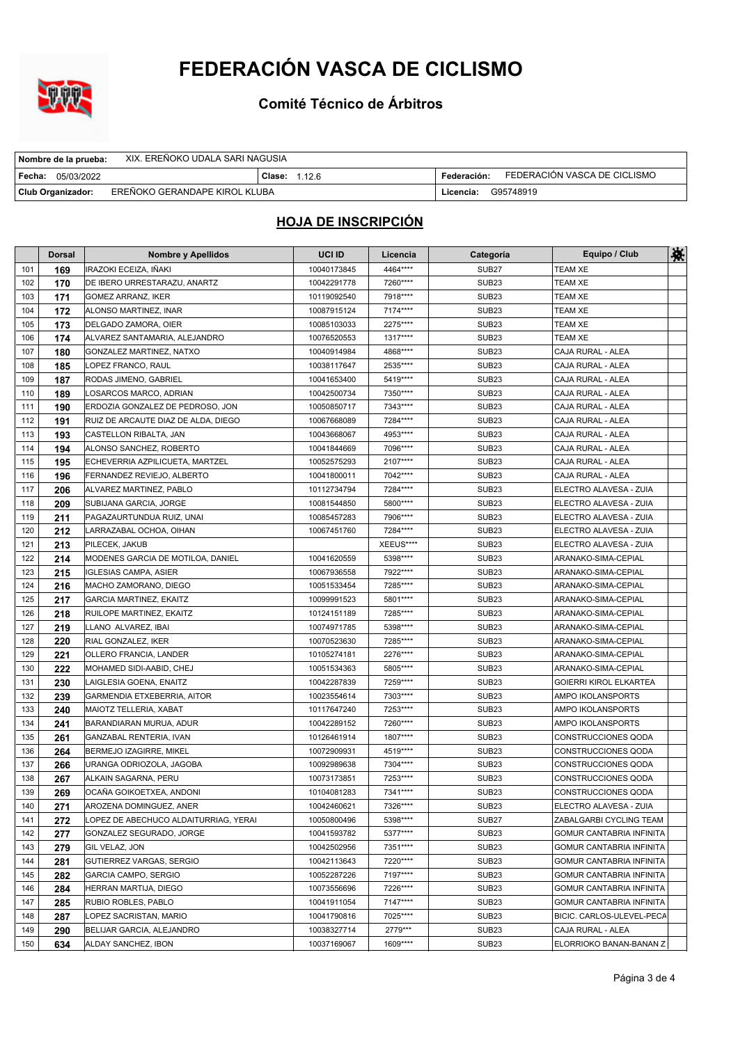# FEDERACIÓN VASCA DE CICLISMO

## Comité Técnico de Árbitros

| Nombre de la prueba: | XIX. EREÑOKO UDALA SARI NAGUSIA | | |
|---|---|---|---|
| Fecha: 05/03/2022 | Clase: 1.12.6 | Federación: | FEDERACIÓN VASCA DE CICLISMO |
| Club Organizador: | EREÑOKO GERANDAPE KIROL KLUBA | Licencia: | G95748919 |

## HOJA DE INSCRIPCIÓN

| | Dorsal | Nombre y Apellidos | UCI ID | Licencia | Categoría | Equipo / Club | |
|---|---|---|---|---|---|---|---|
| 101 | 169 | IRAZOKI ECEIZA, IÑAKI | 10040173845 | 4464**** | SUB27 | TEAM XE | |
| 102 | 170 | DE IBERO URRESTARAZU, ANARTZ | 10042291778 | 7260**** | SUB23 | TEAM XE | |
| 103 | 171 | GOMEZ ARRANZ, IKER | 10119092540 | 7918**** | SUB23 | TEAM XE | |
| 104 | 172 | ALONSO MARTINEZ, INAR | 10087915124 | 7174**** | SUB23 | TEAM XE | |
| 105 | 173 | DELGADO ZAMORA, OIER | 10085103033 | 2275**** | SUB23 | TEAM XE | |
| 106 | 174 | ALVAREZ SANTAMARIA, ALEJANDRO | 10076520553 | 1317**** | SUB23 | TEAM XE | |
| 107 | 180 | GONZALEZ MARTINEZ, NATXO | 10040914984 | 4868**** | SUB23 | CAJA RURAL - ALEA | |
| 108 | 185 | LOPEZ FRANCO, RAUL | 10038117647 | 2535**** | SUB23 | CAJA RURAL - ALEA | |
| 109 | 187 | RODAS JIMENO, GABRIEL | 10041653400 | 5419**** | SUB23 | CAJA RURAL - ALEA | |
| 110 | 189 | LOSARCOS MARCO, ADRIAN | 10042500734 | 7350**** | SUB23 | CAJA RURAL - ALEA | |
| 111 | 190 | ERDOZIA GONZALEZ DE PEDROSO, JON | 10050850717 | 7343**** | SUB23 | CAJA RURAL - ALEA | |
| 112 | 191 | RUIZ DE ARCAUTE DIAZ DE ALDA, DIEGO | 10067668089 | 7284**** | SUB23 | CAJA RURAL - ALEA | |
| 113 | 193 | CASTELLON RIBALTA, JAN | 10043668067 | 4953**** | SUB23 | CAJA RURAL - ALEA | |
| 114 | 194 | ALONSO SANCHEZ, ROBERTO | 10041844669 | 7096**** | SUB23 | CAJA RURAL - ALEA | |
| 115 | 195 | ECHEVERRIA AZPILICUETA, MARTZEL | 10052575293 | 2107**** | SUB23 | CAJA RURAL - ALEA | |
| 116 | 196 | FERNANDEZ REVIEJO, ALBERTO | 10041800011 | 7042**** | SUB23 | CAJA RURAL - ALEA | |
| 117 | 206 | ALVAREZ MARTINEZ, PABLO | 10112734794 | 7284**** | SUB23 | ELECTRO ALAVESA - ZUIA | |
| 118 | 209 | SUBIJANA GARCIA, JORGE | 10081544850 | 5800**** | SUB23 | ELECTRO ALAVESA - ZUIA | |
| 119 | 211 | PAGAZAURTUNDUA RUIZ, UNAI | 10085457283 | 7906**** | SUB23 | ELECTRO ALAVESA - ZUIA | |
| 120 | 212 | LARRAZABAL OCHOA, OIHAN | 10067451760 | 7284**** | SUB23 | ELECTRO ALAVESA - ZUIA | |
| 121 | 213 | PILECEK, JAKUB | | XEEUS**** | SUB23 | ELECTRO ALAVESA - ZUIA | |
| 122 | 214 | MODENES GARCIA DE MOTILOA, DANIEL | 10041620559 | 5398**** | SUB23 | ARANAKO-SIMA-CEPIAL | |
| 123 | 215 | IGLESIAS CAMPA, ASIER | 10067936558 | 7922**** | SUB23 | ARANAKO-SIMA-CEPIAL | |
| 124 | 216 | MACHO ZAMORANO, DIEGO | 10051533454 | 7285**** | SUB23 | ARANAKO-SIMA-CEPIAL | |
| 125 | 217 | GARCIA MARTINEZ, EKAITZ | 10099991523 | 5801**** | SUB23 | ARANAKO-SIMA-CEPIAL | |
| 126 | 218 | RUILOPE MARTINEZ, EKAITZ | 10124151189 | 7285**** | SUB23 | ARANAKO-SIMA-CEPIAL | |
| 127 | 219 | LLANO ALVAREZ, IBAI | 10074971785 | 5398**** | SUB23 | ARANAKO-SIMA-CEPIAL | |
| 128 | 220 | RIAL GONZALEZ, IKER | 10070523630 | 7285**** | SUB23 | ARANAKO-SIMA-CEPIAL | |
| 129 | 221 | OLLERO FRANCIA, LANDER | 10105274181 | 2276**** | SUB23 | ARANAKO-SIMA-CEPIAL | |
| 130 | 222 | MOHAMED SIDI-AABID, CHEJ | 10051534363 | 5805**** | SUB23 | ARANAKO-SIMA-CEPIAL | |
| 131 | 230 | LAIGLESIA GOENA, ENAITZ | 10042287839 | 7259**** | SUB23 | GOIERRI KIROL ELKARTEA | |
| 132 | 239 | GARMENDIA ETXEBERRIA, AITOR | 10023554614 | 7303**** | SUB23 | AMPO IKOLANSPORTS | |
| 133 | 240 | MAIOTZ TELLERIA, XABAT | 10117647240 | 7253**** | SUB23 | AMPO IKOLANSPORTS | |
| 134 | 241 | BARANDIARAN MURUA, ADUR | 10042289152 | 7260**** | SUB23 | AMPO IKOLANSPORTS | |
| 135 | 261 | GANZABAL RENTERIA, IVAN | 10126461914 | 1807**** | SUB23 | CONSTRUCCIONES QODA | |
| 136 | 264 | BERMEJO IZAGIRRE, MIKEL | 10072909931 | 4519**** | SUB23 | CONSTRUCCIONES QODA | |
| 137 | 266 | URANGA ODRIOZOLA, JAGOBA | 10092989638 | 7304**** | SUB23 | CONSTRUCCIONES QODA | |
| 138 | 267 | ALKAIN SAGARNA, PERU | 10073173851 | 7253**** | SUB23 | CONSTRUCCIONES QODA | |
| 139 | 269 | OCAÑA GOIKOETXEA, ANDONI | 10104081283 | 7341**** | SUB23 | CONSTRUCCIONES QODA | |
| 140 | 271 | AROZENA DOMINGUEZ, ANER | 10042460621 | 7326**** | SUB23 | ELECTRO ALAVESA - ZUIA | |
| 141 | 272 | LOPEZ DE ABECHUCO ALDAITURRIAG, YERAI | 10050800496 | 5398**** | SUB27 | ZABALGARBI CYCLING TEAM | |
| 142 | 277 | GONZALEZ SEGURADO, JORGE | 10041593782 | 5377**** | SUB23 | GOMUR CANTABRIA INFINITA | |
| 143 | 279 | GIL VELAZ, JON | 10042502956 | 7351**** | SUB23 | GOMUR CANTABRIA INFINITA | |
| 144 | 281 | GUTIERREZ VARGAS, SERGIO | 10042113643 | 7220**** | SUB23 | GOMUR CANTABRIA INFINITA | |
| 145 | 282 | GARCIA CAMPO, SERGIO | 10052287226 | 7197**** | SUB23 | GOMUR CANTABRIA INFINITA | |
| 146 | 284 | HERRAN MARTIJA, DIEGO | 10073556696 | 7226**** | SUB23 | GOMUR CANTABRIA INFINITA | |
| 147 | 285 | RUBIO ROBLES, PABLO | 10041911054 | 7147**** | SUB23 | GOMUR CANTABRIA INFINITA | |
| 148 | 287 | LOPEZ SACRISTAN, MARIO | 10041790816 | 7025**** | SUB23 | BICIC. CARLOS-ULEVEL-PECA | |
| 149 | 290 | BELIJAR GARCIA, ALEJANDRO | 10038327714 | 2779*** | SUB23 | CAJA RURAL - ALEA | |
| 150 | 634 | ALDAY SANCHEZ, IBON | 10037169067 | 1609**** | SUB23 | ELORRIOKO BANAN-BANAN Z | |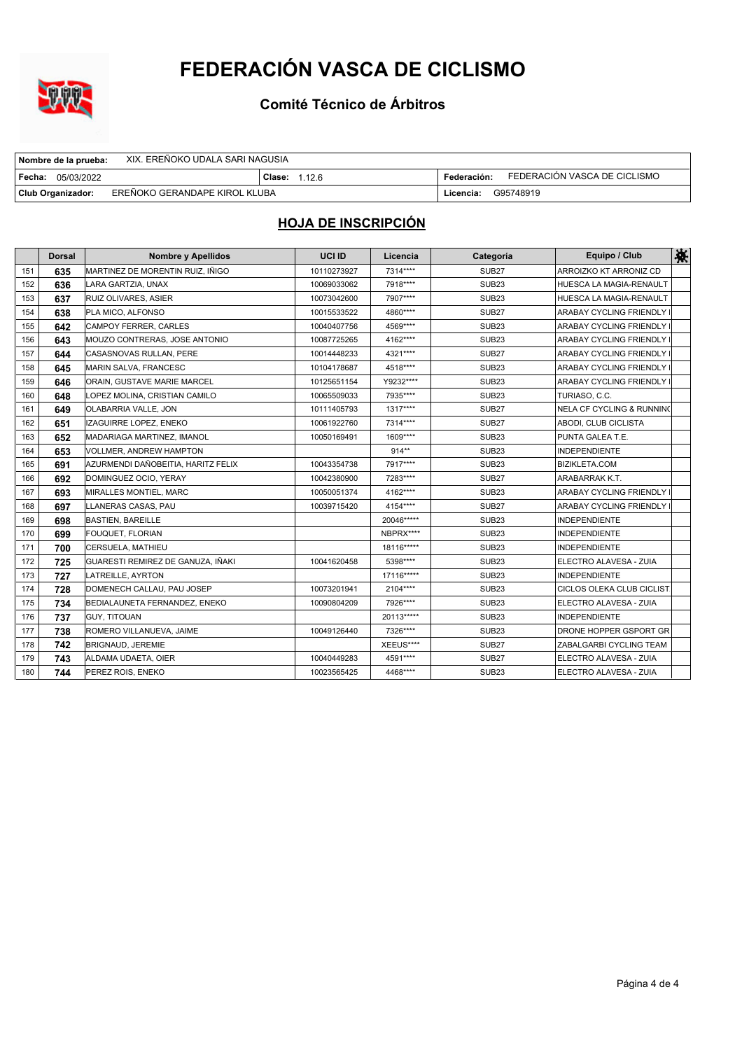# FEDERACIÓN VASCA DE CICLISMO

## Comité Técnico de Árbitros

| | | | |
|---|---|---|---|
| **Nombre de la prueba:** XIX. EREÑOKO UDALA SARI NAGUSIA | | | |
| **Fecha:** 05/03/2022 | **Clase:** 1.12.6 | **Federación:** FEDERACIÓN VASCA DE CICLISMO | |
| **Club Organizador:** EREÑOKO GERANDAPE KIROL KLUBA | | **Licencia:** G95748919 | |

## HOJA DE INSCRIPCIÓN

| | Dorsal | Nombre y Apellidos | UCI ID | Licencia | Categoría | Equipo / Club | |
|---|---|---|---|---|---|---|---|
| 151 | **635** | MARTINEZ DE MORENTIN RUIZ, IÑIGO | 10110273927 | 7314**** | SUB27 | ARROIZKO KT ARRONIZ CD | |
| 152 | **636** | LARA GARTZIA, UNAX | 10069033062 | 7918**** | SUB23 | HUESCA LA MAGIA-RENAULT | |
| 153 | **637** | RUIZ OLIVARES, ASIER | 10073042600 | 7907**** | SUB23 | HUESCA LA MAGIA-RENAULT | |
| 154 | **638** | PLA MICO, ALFONSO | 10015533522 | 4860**** | SUB27 | ARABAY CYCLING FRIENDLY I | |
| 155 | **642** | CAMPOY FERRER, CARLES | 10040407756 | 4569**** | SUB23 | ARABAY CYCLING FRIENDLY I | |
| 156 | **643** | MOUZO CONTRERAS, JOSE ANTONIO | 10087725265 | 4162**** | SUB23 | ARABAY CYCLING FRIENDLY I | |
| 157 | **644** | CASASNOVAS RULLAN, PERE | 10014448233 | 4321**** | SUB27 | ARABAY CYCLING FRIENDLY I | |
| 158 | **645** | MARIN SALVA, FRANCESC | 10104178687 | 4518**** | SUB23 | ARABAY CYCLING FRIENDLY I | |
| 159 | **646** | ORAIN, GUSTAVE MARIE MARCEL | 10125651154 | Y9232**** | SUB23 | ARABAY CYCLING FRIENDLY I | |
| 160 | **648** | LOPEZ MOLINA, CRISTIAN CAMILO | 10065509033 | 7935**** | SUB23 | TURIASO, C.C. | |
| 161 | **649** | OLABARRIA VALLE, JON | 10111405793 | 1317**** | SUB27 | NELA CF CYCLING & RUNNIN( | |
| 162 | **651** | IZAGUIRRE LOPEZ, ENEKO | 10061922760 | 7314**** | SUB27 | ABODI, CLUB CICLISTA | |
| 163 | **652** | MADARIAGA MARTINEZ, IMANOL | 10050169491 | 1609**** | SUB23 | PUNTA GALEA T.E. | |
| 164 | **653** | VOLLMER, ANDREW HAMPTON | | 914** | SUB23 | INDEPENDIENTE | |
| 165 | **691** | AZURMENDI DAÑOBEITIA, HARITZ FELIX | 10043354738 | 7917**** | SUB23 | BIZIKLETA.COM | |
| 166 | **692** | DOMINGUEZ OCIO, YERAY | 10042380900 | 7283**** | SUB27 | ARABARRAK K.T. | |
| 167 | **693** | MIRALLES MONTIEL, MARC | 10050051374 | 4162**** | SUB23 | ARABAY CYCLING FRIENDLY I | |
| 168 | **697** | LLANERAS CASAS, PAU | 10039715420 | 4154**** | SUB27 | ARABAY CYCLING FRIENDLY I | |
| 169 | **698** | BASTIEN, BAREILLE | | 20046***** | SUB23 | INDEPENDIENTE | |
| 170 | **699** | FOUQUET, FLORIAN | | NBPRX**** | SUB23 | INDEPENDIENTE | |
| 171 | **700** | CERSUELA, MATHIEU | | 18116***** | SUB23 | INDEPENDIENTE | |
| 172 | **725** | GUARESTI REMIREZ DE GANUZA, IÑAKI | 10041620458 | 5398**** | SUB23 | ELECTRO ALAVESA - ZUIA | |
| 173 | **727** | LATREILLE, AYRTON | | 17116***** | SUB23 | INDEPENDIENTE | |
| 174 | **728** | DOMENECH CALLAU, PAU JOSEP | 10073201941 | 2104**** | SUB23 | CICLOS OLEKA CLUB CICLIST | |
| 175 | **734** | BEDIALAUNETA FERNANDEZ, ENEKO | 10090804209 | 7926**** | SUB23 | ELECTRO ALAVESA - ZUIA | |
| 176 | **737** | GUY, TITOUAN | | 20113***** | SUB23 | INDEPENDIENTE | |
| 177 | **738** | ROMERO VILLANUEVA, JAIME | 10049126440 | 7326**** | SUB23 | DRONE HOPPER GSPORT GR | |
| 178 | **742** | BRIGNAUD, JEREMIE | | XEEUS**** | SUB27 | ZABALGARBI CYCLING TEAM | |
| 179 | **743** | ALDAMA UDAETA, OIER | 10040449283 | 4591**** | SUB27 | ELECTRO ALAVESA - ZUIA | |
| 180 | **744** | PEREZ ROIS, ENEKO | 10023565425 | 4468**** | SUB23 | ELECTRO ALAVESA - ZUIA | |